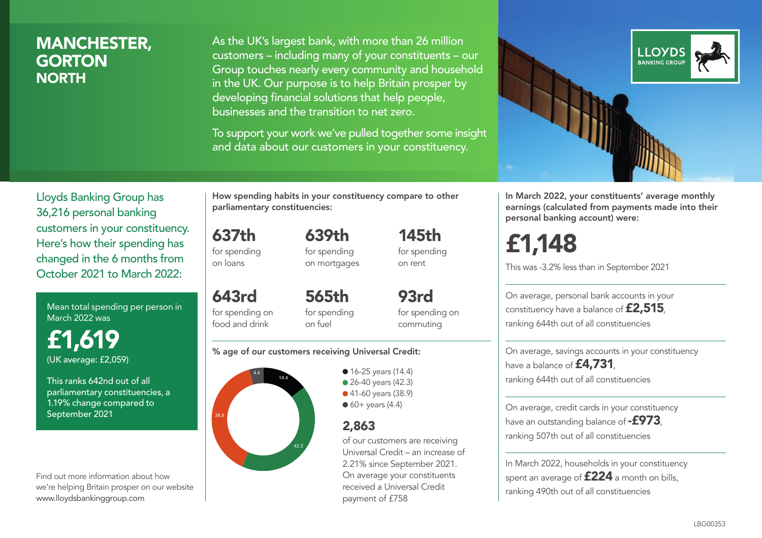# MANCHESTER, GORTON NORTH

As the UK's largest bank, with more than 26 million customers – including many of your constituents – our Group touches nearly every community and household in the UK. Our purpose is to help Britain prosper by developing financial solutions that help people, businesses and the transition to net zero.

To support your work we've pulled together some insight and data about our customers in your constituency.

LLOYDS BANKING GROUP

Lloyds Banking Group has 36,216 personal banking customers in your constituency. Here's how their spending has changed in the 6 months from October 2021 to March 2022:

Mean total spending per person in March 2022 was

**£1,619**
(UK average: £2,059)

This ranks 642nd out of all parliamentary constituencies, a 1.19% change compared to September 2021

Find out more information about how we're helping Britain prosper on our website www.lloydsbankinggroup.com

**How spending habits in your constituency compare to other parliamentary constituencies:**

- **637th** for spending on loans
- **639th** for spending on mortgages
- **145th** for spending on rent
- **643rd** for spending on food and drink
- **565th** for spending on fuel
- **93rd** for spending on commuting

**% age of our customers receiving Universal Credit:**

- 16-25 years (14.4)
- 26-40 years (42.3)
- 41-60 years (38.9)
- 60+ years (4.4)

**2,863**
of our customers are receiving Universal Credit – an increase of 2.21% since September 2021. On average your constituents received a Universal Credit payment of £758

**In March 2022, your constituents' average monthly earnings (calculated from payments made into their personal banking account) were:**

**£1,148**
This was -3.2% less than in September 2021

On average, personal bank accounts in your constituency have a balance of **£2,515**, ranking 644th out of all constituencies

On average, savings accounts in your constituency have a balance of **£4,731**, ranking 644th out of all constituencies

On average, credit cards in your constituency have an outstanding balance of **-£973**, ranking 507th out of all constituencies

In March 2022, households in your constituency spent an average of **£224** a month on bills, ranking 490th out of all constituencies

LBG00353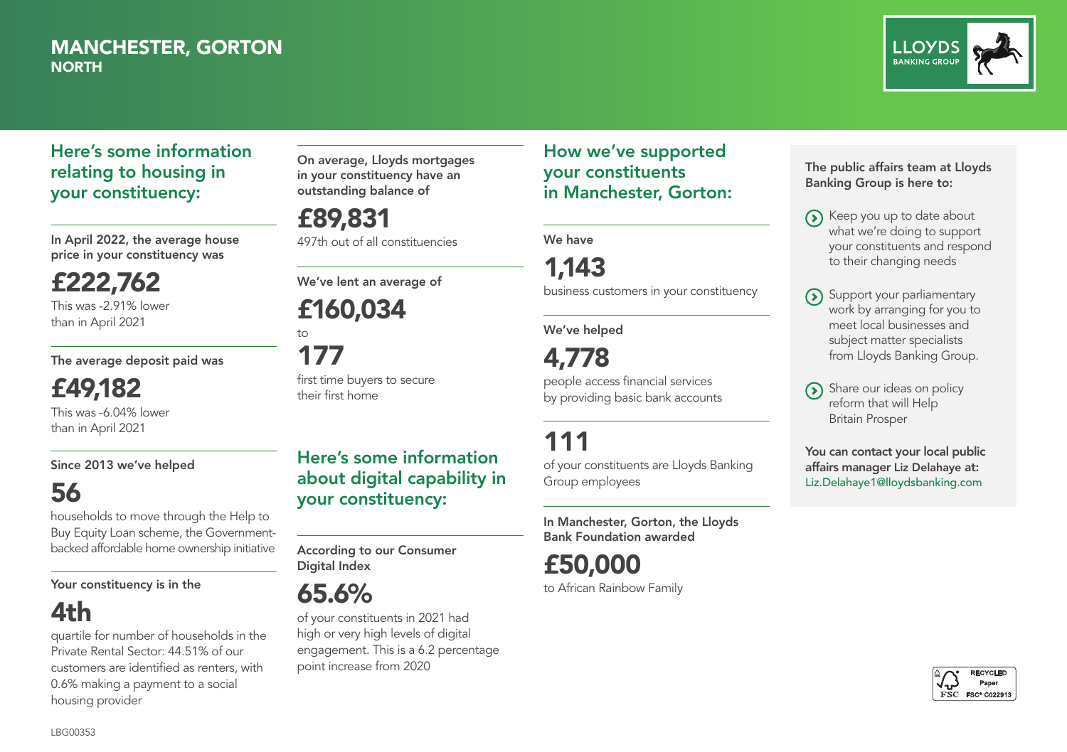# MANCHESTER, GORTON
## NORTH

LLOYDS BANKING GROUP

## Here's some information relating to housing in your constituency:

**In April 2022, the average house price in your constituency was**

**£222,762**

This was -2.91% lower than in April 2021

**The average deposit paid was**

**£49,182**

This was -6.04% lower than in April 2021

**Since 2013 we've helped**

**56**

households to move through the Help to Buy Equity Loan scheme, the Government-backed affordable home ownership initiative

**Your constituency is in the**

**4th**

quartile for number of households in the Private Rental Sector: 44.51% of our customers are identified as renters, with 0.6% making a payment to a social housing provider

**On average, Lloyds mortgages in your constituency have an outstanding balance of**

**£89,831**

497th out of all constituencies

**We've lent an average of**

**£160,034**

to

**177**

first time buyers to secure their first home

## Here's some information about digital capability in your constituency:

**According to our Consumer Digital Index**

**65.6%**

of your constituents in 2021 had high or very high levels of digital engagement. This is a 6.2 percentage point increase from 2020

## How we've supported your constituents in Manchester, Gorton:

**We have**

**1,143**

business customers in your constituency

**We've helped**

**4,778**

people access financial services by providing basic bank accounts

**111**

of your constituents are Lloyds Banking Group employees

**In Manchester, Gorton, the Lloyds Bank Foundation awarded**

**£50,000**

to African Rainbow Family

**The public affairs team at Lloyds Banking Group is here to:**

- Keep you up to date about what we're doing to support your constituents and respond to their changing needs
- Support your parliamentary work by arranging for you to meet local businesses and subject matter specialists from Lloyds Banking Group.
- Share our ideas on policy reform that will Help Britain Prosper

**You can contact your local public affairs manager Liz Delahaye at:**
Liz.Delahaye1@lloydsbanking.com

RECYCLED Paper FSC® C022913

LBG00353